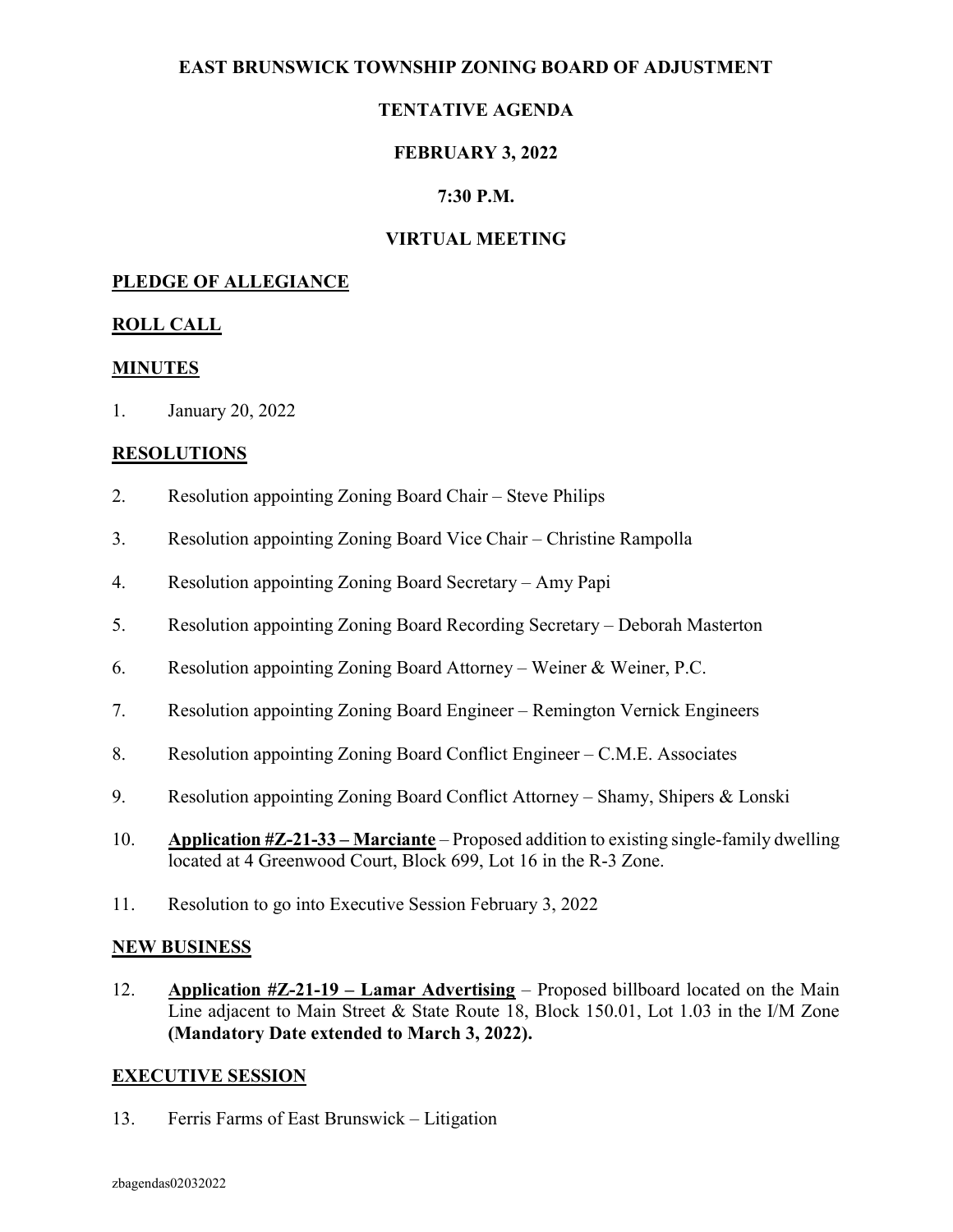# EAST BRUNSWICK TOWNSHIP ZONING BOARD OF ADJUSTMENT

## TENTATIVE AGENDA

## FEBRUARY 3, 2022

## 7:30 P.M.

## VIRTUAL MEETING

**PLEDGE OF ALLEGIANCE**

**ROLL CALL**

**MINUTES**

1. January 20, 2022

**RESOLUTIONS**

2. Resolution appointing Zoning Board Chair – Steve Philips
3. Resolution appointing Zoning Board Vice Chair – Christine Rampolla
4. Resolution appointing Zoning Board Secretary – Amy Papi
5. Resolution appointing Zoning Board Recording Secretary – Deborah Masterton
6. Resolution appointing Zoning Board Attorney – Weiner & Weiner, P.C.
7. Resolution appointing Zoning Board Engineer – Remington Vernick Engineers
8. Resolution appointing Zoning Board Conflict Engineer – C.M.E. Associates
9. Resolution appointing Zoning Board Conflict Attorney – Shamy, Shipers & Lonski
10. **Application #Z-21-33 – Marciante** – Proposed addition to existing single-family dwelling located at 4 Greenwood Court, Block 699, Lot 16 in the R-3 Zone.
11. Resolution to go into Executive Session February 3, 2022

**NEW BUSINESS**

12. **Application #Z-21-19 – Lamar Advertising** – Proposed billboard located on the Main Line adjacent to Main Street & State Route 18, Block 150.01, Lot 1.03 in the I/M Zone **(Mandatory Date extended to March 3, 2022).**

**EXECUTIVE SESSION**

13. Ferris Farms of East Brunswick – Litigation

zbagendas02032022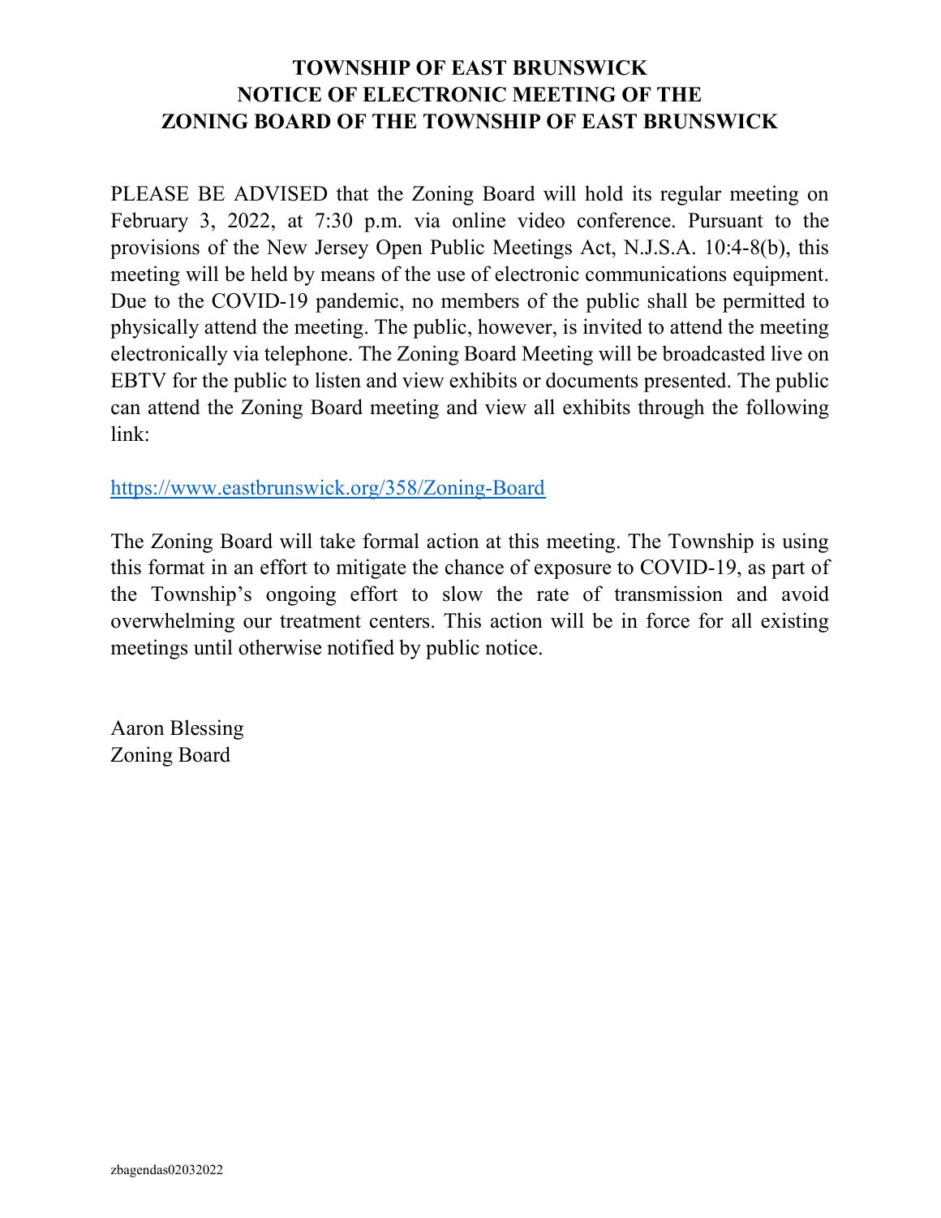# TOWNSHIP OF EAST BRUNSWICK
# NOTICE OF ELECTRONIC MEETING OF THE
# ZONING BOARD OF THE TOWNSHIP OF EAST BRUNSWICK

PLEASE BE ADVISED that the Zoning Board will hold its regular meeting on February 3, 2022, at 7:30 p.m. via online video conference. Pursuant to the provisions of the New Jersey Open Public Meetings Act, N.J.S.A. 10:4-8(b), this meeting will be held by means of the use of electronic communications equipment. Due to the COVID-19 pandemic, no members of the public shall be permitted to physically attend the meeting. The public, however, is invited to attend the meeting electronically via telephone. The Zoning Board Meeting will be broadcasted live on EBTV for the public to listen and view exhibits or documents presented. The public can attend the Zoning Board meeting and view all exhibits through the following link:

https://www.eastbrunswick.org/358/Zoning-Board

The Zoning Board will take formal action at this meeting. The Township is using this format in an effort to mitigate the chance of exposure to COVID-19, as part of the Township's ongoing effort to slow the rate of transmission and avoid overwhelming our treatment centers. This action will be in force for all existing meetings until otherwise notified by public notice.

Aaron Blessing
Zoning Board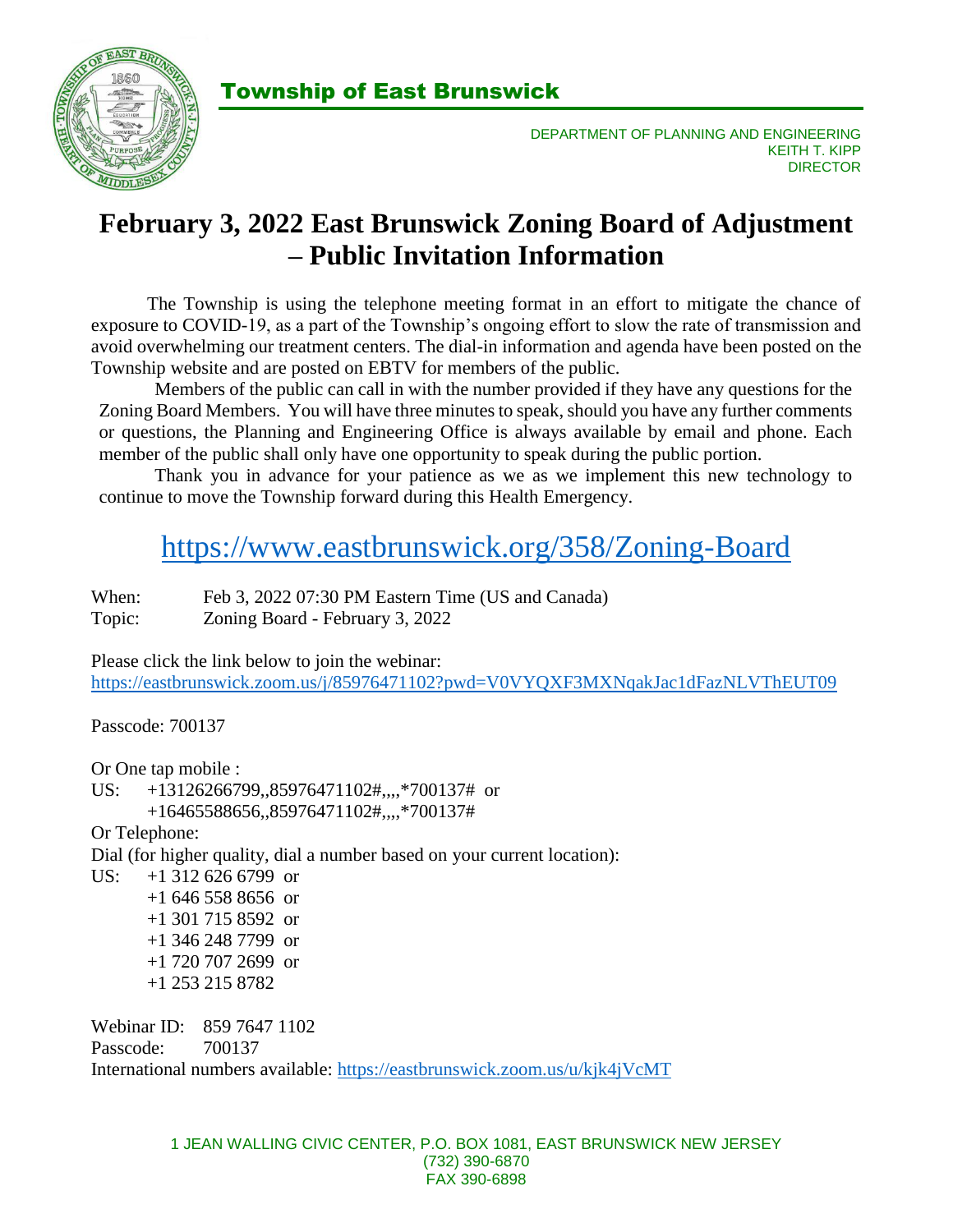# Township of East Brunswick

DEPARTMENT OF PLANNING AND ENGINEERING
KEITH T. KIPP
DIRECTOR

# February 3, 2022 East Brunswick Zoning Board of Adjustment – Public Invitation Information

The Township is using the telephone meeting format in an effort to mitigate the chance of exposure to COVID-19, as a part of the Township's ongoing effort to slow the rate of transmission and avoid overwhelming our treatment centers. The dial-in information and agenda have been posted on the Township website and are posted on EBTV for members of the public.

Members of the public can call in with the number provided if they have any questions for the Zoning Board Members. You will have three minutes to speak, should you have any further comments or questions, the Planning and Engineering Office is always available by email and phone. Each member of the public shall only have one opportunity to speak during the public portion.

Thank you in advance for your patience as we as we implement this new technology to continue to move the Township forward during this Health Emergency.

## https://www.eastbrunswick.org/358/Zoning-Board

When: Feb 3, 2022 07:30 PM Eastern Time (US and Canada)
Topic: Zoning Board - February 3, 2022

Please click the link below to join the webinar:
https://eastbrunswick.zoom.us/j/85976471102?pwd=V0VYQXF3MXNqakJac1dFazNLVThEUT09

Passcode: 700137

Or One tap mobile :
US: +13126266799,,85976471102#,,,,*700137# or
+16465588656,,85976471102#,,,,*700137#

Or Telephone:
Dial (for higher quality, dial a number based on your current location):
US: +1 312 626 6799 or
+1 646 558 8656 or
+1 301 715 8592 or
+1 346 248 7799 or
+1 720 707 2699 or
+1 253 215 8782

Webinar ID: 859 7647 1102
Passcode: 700137
International numbers available: https://eastbrunswick.zoom.us/u/kjk4jVcMT

1 JEAN WALLING CIVIC CENTER, P.O. BOX 1081, EAST BRUNSWICK NEW JERSEY
(732) 390-6870
FAX 390-6898